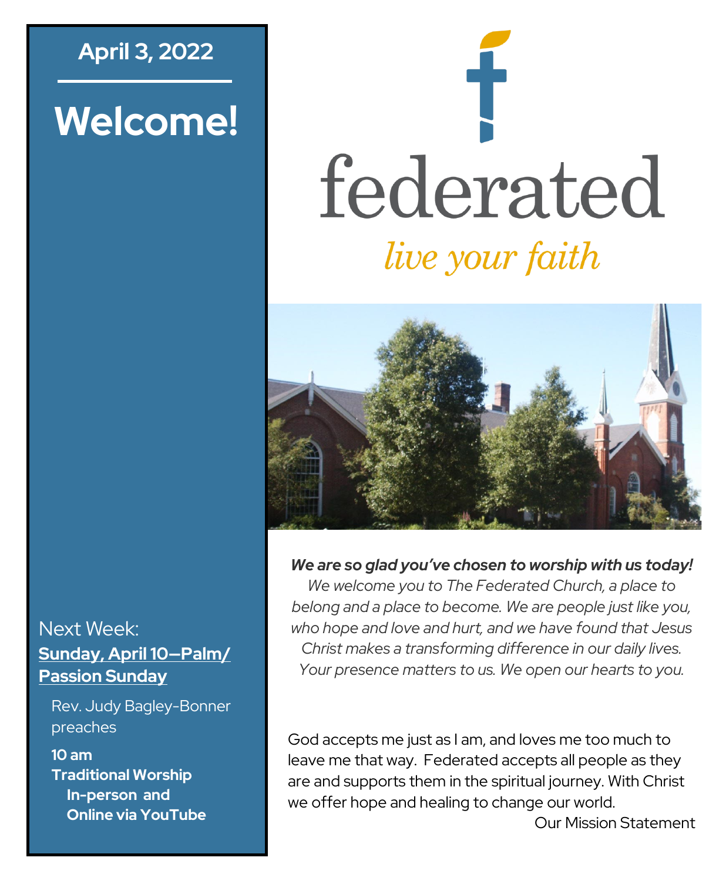April 3, 2022

# Welcome!

Next Week:

**Sunday, April 10—Palm/ Passion Sunday**

Rev. Judy Bagley-Bonner preaches

**10 am**
**Traditional Worship**
**In-person and**
**Online via YouTube**

federated

*live your faith*

***We are so glad you've chosen to worship with us today!***
*We welcome you to The Federated Church, a place to belong and a place to become. We are people just like you, who hope and love and hurt, and we have found that Jesus Christ makes a transforming difference in our daily lives. Your presence matters to us. We open our hearts to you.*

God accepts me just as I am, and loves me too much to leave me that way. Federated accepts all people as they are and supports them in the spiritual journey. With Christ we offer hope and healing to change our world.

Our Mission Statement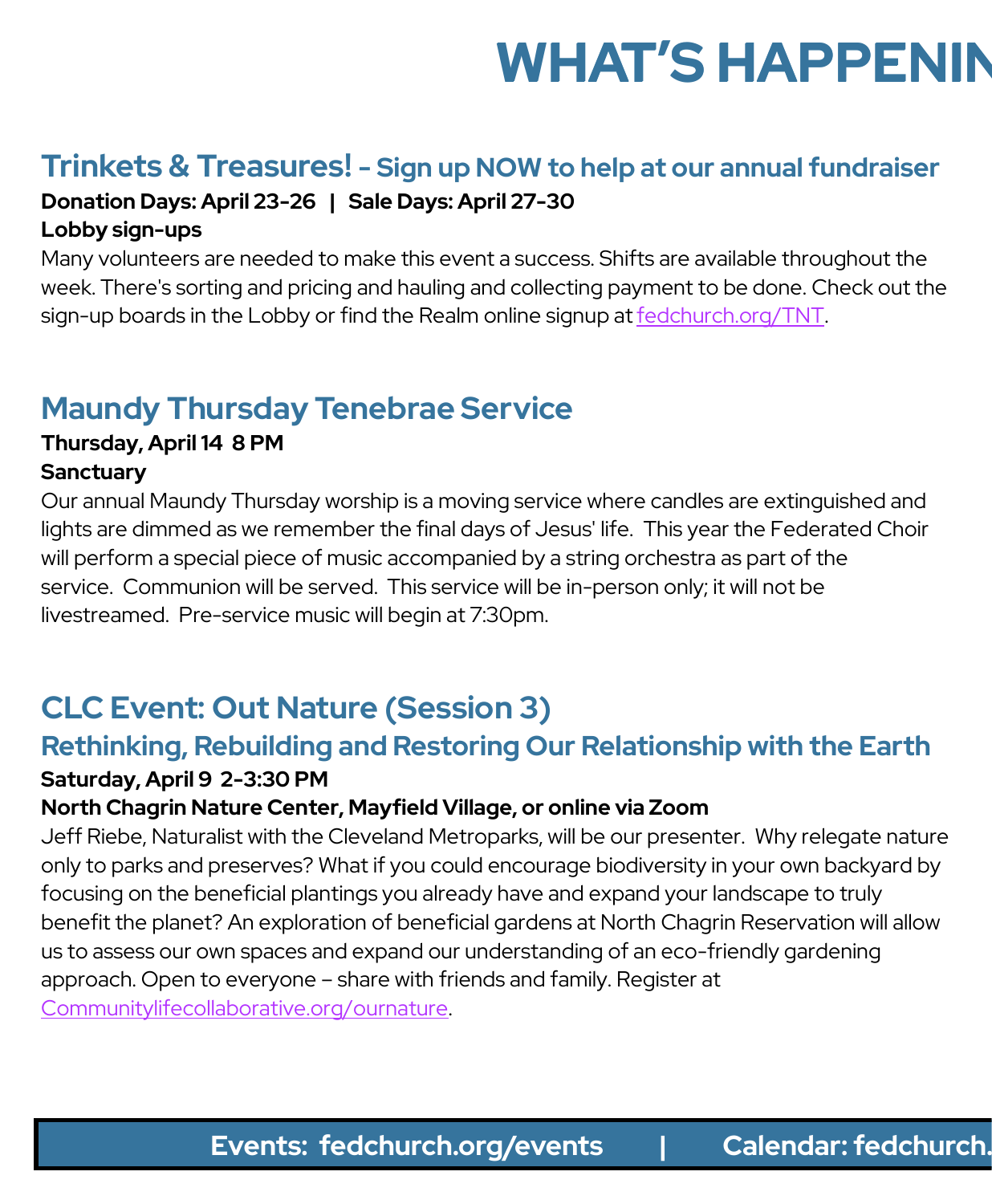# WHAT'S HAPPENIN

## Trinkets & Treasures! - Sign up NOW to help at our annual fundraiser

**Donation Days: April 23-26 | Sale Days: April 27-30**

**Lobby sign-ups**

Many volunteers are needed to make this event a success. Shifts are available throughout the week. There's sorting and pricing and hauling and collecting payment to be done. Check out the sign-up boards in the Lobby or find the Realm online signup at fedchurch.org/TNT.

## Maundy Thursday Tenebrae Service

**Thursday, April 14 8 PM**

**Sanctuary**

Our annual Maundy Thursday worship is a moving service where candles are extinguished and lights are dimmed as we remember the final days of Jesus' life. This year the Federated Choir will perform a special piece of music accompanied by a string orchestra as part of the service. Communion will be served. This service will be in-person only; it will not be livestreamed. Pre-service music will begin at 7:30pm.

## CLC Event: Out Nature (Session 3)

### Rethinking, Rebuilding and Restoring Our Relationship with the Earth

**Saturday, April 9 2-3:30 PM**

**North Chagrin Nature Center, Mayfield Village, or online via Zoom**

Jeff Riebe, Naturalist with the Cleveland Metroparks, will be our presenter. Why relegate nature only to parks and preserves? What if you could encourage biodiversity in your own backyard by focusing on the beneficial plantings you already have and expand your landscape to truly benefit the planet? An exploration of beneficial gardens at North Chagrin Reservation will allow us to assess our own spaces and expand our understanding of an eco-friendly gardening approach. Open to everyone – share with friends and family. Register at Communitylifecollaborative.org/ournature.

**Events: fedchurch.org/events | Calendar: fedchurch.**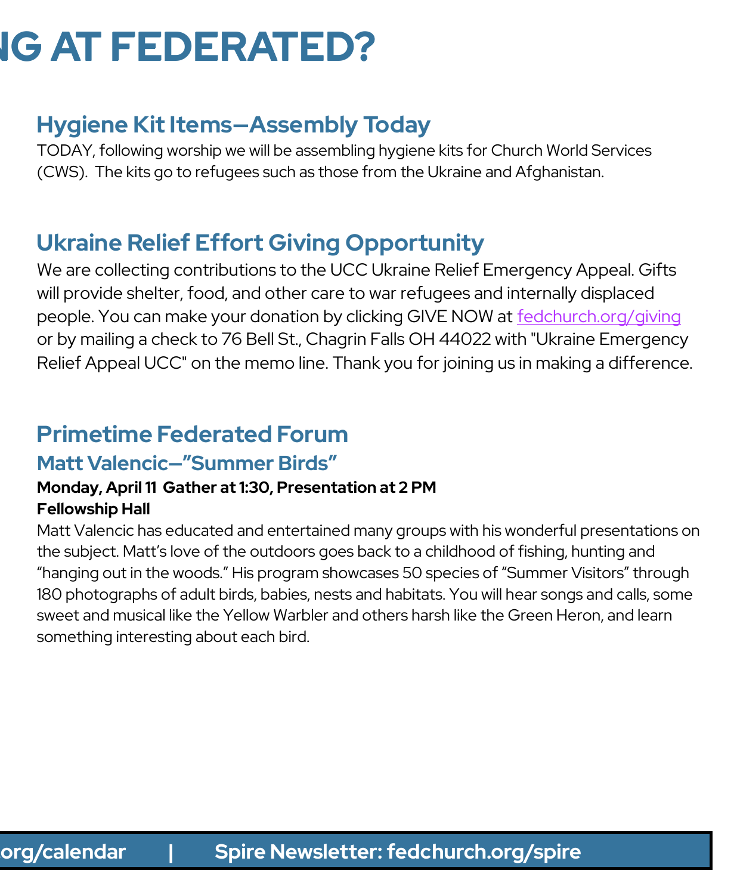# NG AT FEDERATED?

## Hygiene Kit Items—Assembly Today

TODAY, following worship we will be assembling hygiene kits for Church World Services (CWS). The kits go to refugees such as those from the Ukraine and Afghanistan.

## Ukraine Relief Effort Giving Opportunity

We are collecting contributions to the UCC Ukraine Relief Emergency Appeal. Gifts will provide shelter, food, and other care to war refugees and internally displaced people. You can make your donation by clicking GIVE NOW at fedchurch.org/giving or by mailing a check to 76 Bell St., Chagrin Falls OH 44022 with "Ukraine Emergency Relief Appeal UCC" on the memo line. Thank you for joining us in making a difference.

## Primetime Federated Forum

### Matt Valencic—"Summer Birds"

**Monday, April 11 Gather at 1:30, Presentation at 2 PM**
**Fellowship Hall**

Matt Valencic has educated and entertained many groups with his wonderful presentations on the subject. Matt's love of the outdoors goes back to a childhood of fishing, hunting and "hanging out in the woods." His program showcases 50 species of "Summer Visitors" through 180 photographs of adult birds, babies, nests and habitats. You will hear songs and calls, some sweet and musical like the Yellow Warbler and others harsh like the Green Heron, and learn something interesting about each bird.

**org/calendar | Spire Newsletter: fedchurch.org/spire**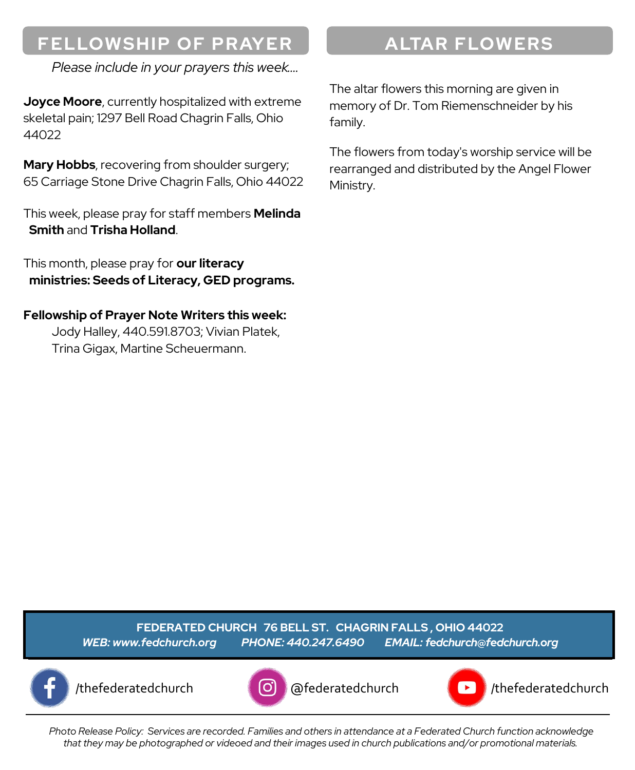## FELLOWSHIP OF PRAYER

*Please include in your prayers this week....*

**Joyce Moore**, currently hospitalized with extreme skeletal pain; 1297 Bell Road Chagrin Falls, Ohio 44022

**Mary Hobbs**, recovering from shoulder surgery; 65 Carriage Stone Drive Chagrin Falls, Ohio 44022

This week, please pray for staff members **Melinda Smith** and **Trisha Holland**.

This month, please pray for **our literacy ministries: Seeds of Literacy, GED programs.**

**Fellowship of Prayer Note Writers this week:**
Jody Halley, 440.591.8703; Vivian Platek, Trina Gigax, Martine Scheuermann.

## ALTAR FLOWERS

The altar flowers this morning are given in memory of Dr. Tom Riemenschneider by his family.

The flowers from today's worship service will be rearranged and distributed by the Angel Flower Ministry.

**FEDERATED CHURCH 76 BELL ST. CHAGRIN FALLS , OHIO 44022**
***WEB: www.fedchurch.org PHONE: 440.247.6490 EMAIL: fedchurch@fedchurch.org***

/thefederatedchurch @federatedchurch /thefederatedchurch

*Photo Release Policy: Services are recorded. Families and others in attendance at a Federated Church function acknowledge that they may be photographed or videoed and their images used in church publications and/or promotional materials.*